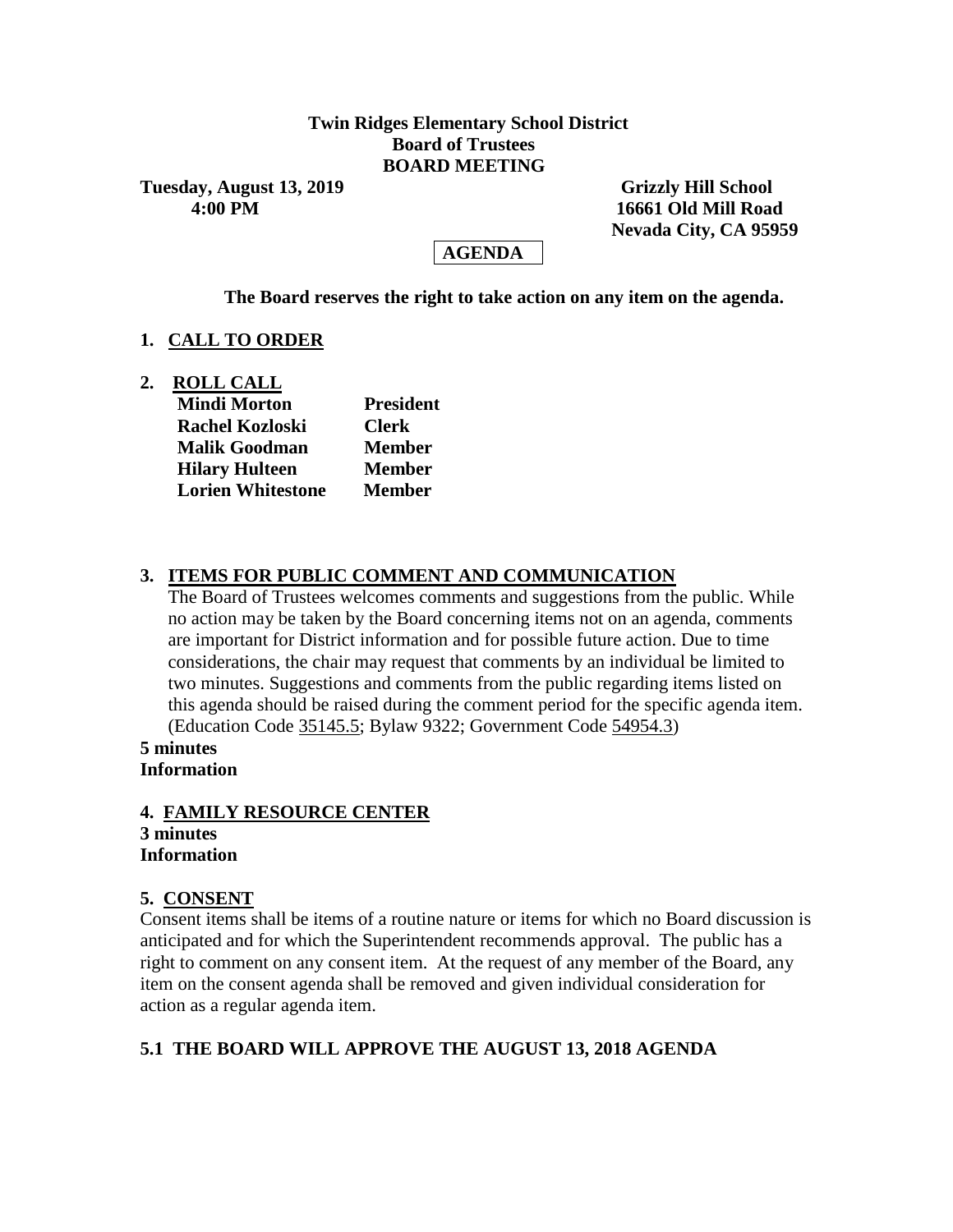**Twin Ridges Elementary School District**
**Board of Trustees**
**BOARD MEETING**

**Tuesday, August 13, 2019**
**4:00 PM**

**Grizzly Hill School**
**16661 Old Mill Road**
**Nevada City, CA 95959**

**AGENDA**

**The Board reserves the right to take action on any item on the agenda.**

## 1. CALL TO ORDER

## 2. ROLL CALL

| | |
|---|---|
| **Mindi Morton** | **President** |
| **Rachel Kozloski** | **Clerk** |
| **Malik Goodman** | **Member** |
| **Hilary Hulteen** | **Member** |
| **Lorien Whitestone** | **Member** |

## 3. ITEMS FOR PUBLIC COMMENT AND COMMUNICATION

The Board of Trustees welcomes comments and suggestions from the public. While no action may be taken by the Board concerning items not on an agenda, comments are important for District information and for possible future action. Due to time considerations, the chair may request that comments by an individual be limited to two minutes. Suggestions and comments from the public regarding items listed on this agenda should be raised during the comment period for the specific agenda item. (Education Code 35145.5; Bylaw 9322; Government Code 54954.3)

**5 minutes**
**Information**

## 4. FAMILY RESOURCE CENTER

**3 minutes**
**Information**

## 5. CONSENT

Consent items shall be items of a routine nature or items for which no Board discussion is anticipated and for which the Superintendent recommends approval. The public has a right to comment on any consent item. At the request of any member of the Board, any item on the consent agenda shall be removed and given individual consideration for action as a regular agenda item.

### 5.1 THE BOARD WILL APPROVE THE AUGUST 13, 2018 AGENDA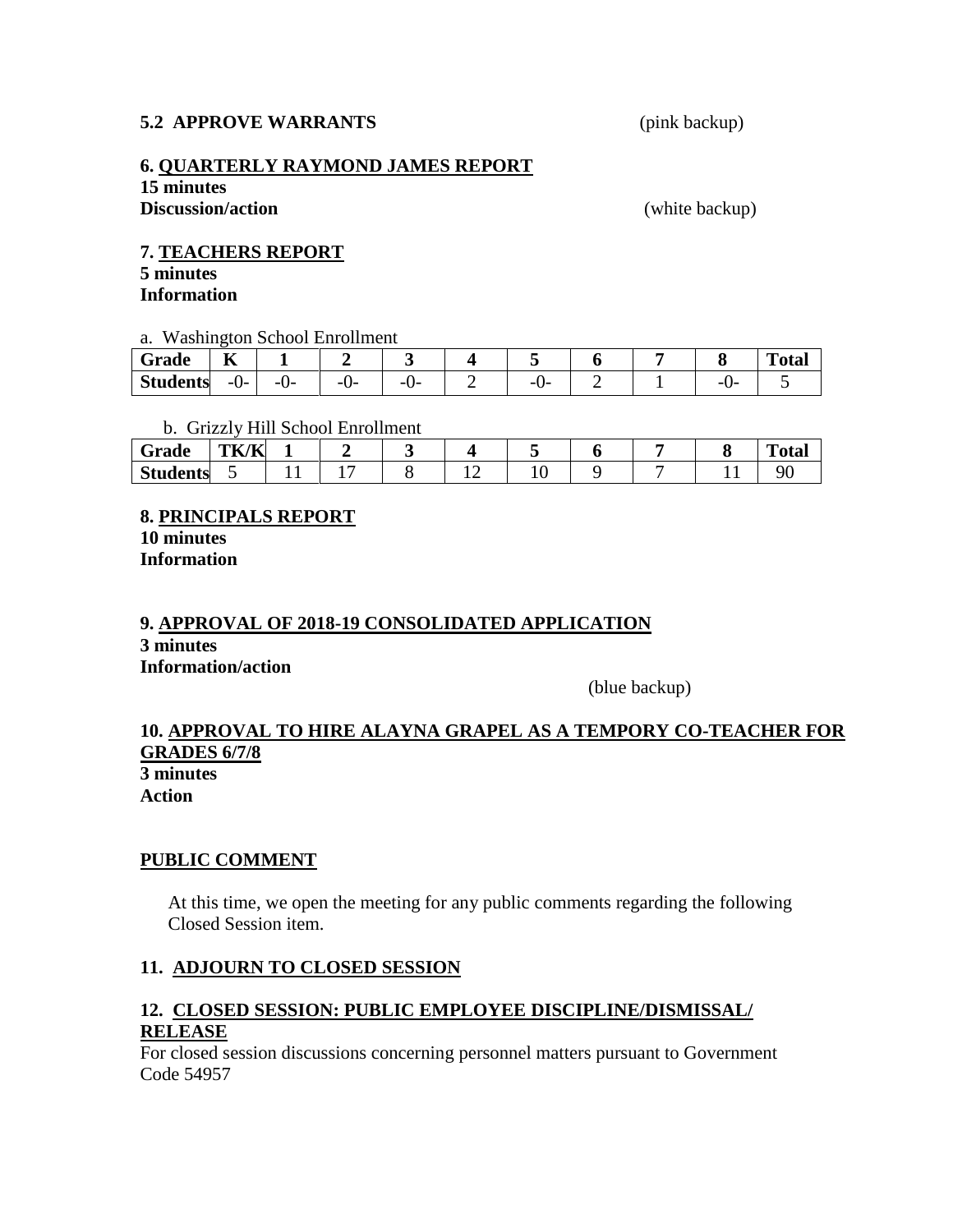**5.2 APPROVE WARRANTS** (pink backup)

**6. QUARTERLY RAYMOND JAMES REPORT**
**15 minutes**
**Discussion/action** (white backup)

**7. TEACHERS REPORT**
**5 minutes**
**Information**

a. Washington School Enrollment

| Grade | K | 1 | 2 | 3 | 4 | 5 | 6 | 7 | 8 | Total |
|---|---|---|---|---|---|---|---|---|---|---|
| Students | -0- | -0- | -0- | -0- | 2 | -0- | 2 | 1 | -0- | 5 |

b. Grizzly Hill School Enrollment

| Grade | TK/K | 1 | 2 | 3 | 4 | 5 | 6 | 7 | 8 | Total |
|---|---|---|---|---|---|---|---|---|---|---|
| Students | 5 | 11 | 17 | 8 | 12 | 10 | 9 | 7 | 11 | 90 |

**8. PRINCIPALS REPORT**
**10 minutes**
**Information**

**9. APPROVAL OF 2018-19 CONSOLIDATED APPLICATION**
**3 minutes**
**Information/action**

(blue backup)

**10. APPROVAL TO HIRE ALAYNA GRAPEL AS A TEMPORY CO-TEACHER FOR GRADES 6/7/8**
**3 minutes**
**Action**

**PUBLIC COMMENT**

At this time, we open the meeting for any public comments regarding the following Closed Session item.

**11. ADJOURN TO CLOSED SESSION**

**12. CLOSED SESSION: PUBLIC EMPLOYEE DISCIPLINE/DISMISSAL/ RELEASE**
For closed session discussions concerning personnel matters pursuant to Government Code 54957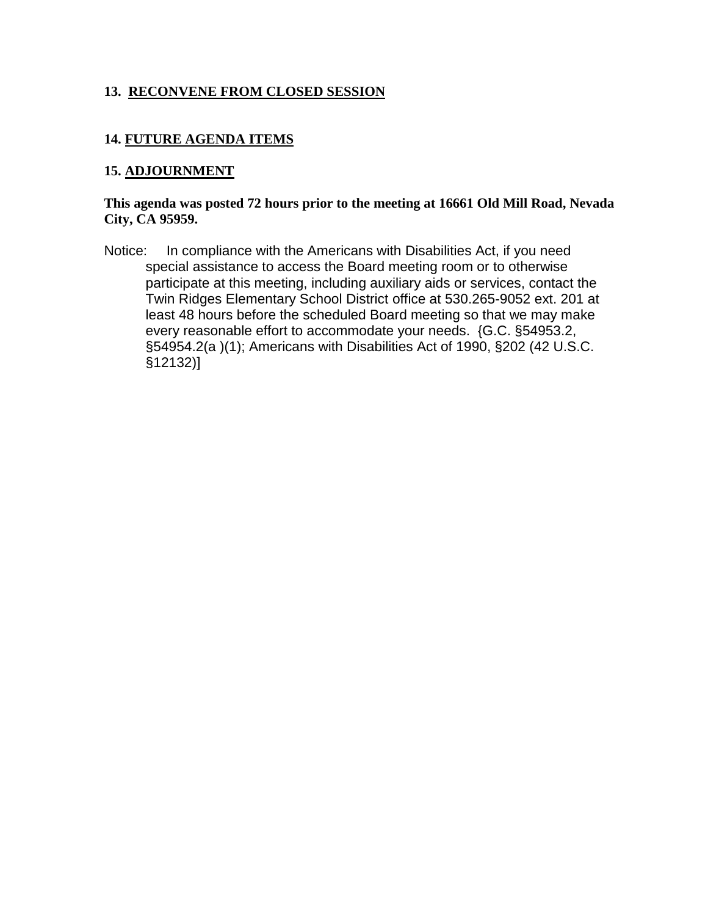**13. RECONVENE FROM CLOSED SESSION**

**14. FUTURE AGENDA ITEMS**

**15. ADJOURNMENT**

**This agenda was posted 72 hours prior to the meeting at 16661 Old Mill Road, Nevada City, CA 95959.**

Notice: In compliance with the Americans with Disabilities Act, if you need special assistance to access the Board meeting room or to otherwise participate at this meeting, including auxiliary aids or services, contact the Twin Ridges Elementary School District office at 530.265-9052 ext. 201 at least 48 hours before the scheduled Board meeting so that we may make every reasonable effort to accommodate your needs. {G.C. §54953.2, §54954.2(a )(1); Americans with Disabilities Act of 1990, §202 (42 U.S.C. §12132)]